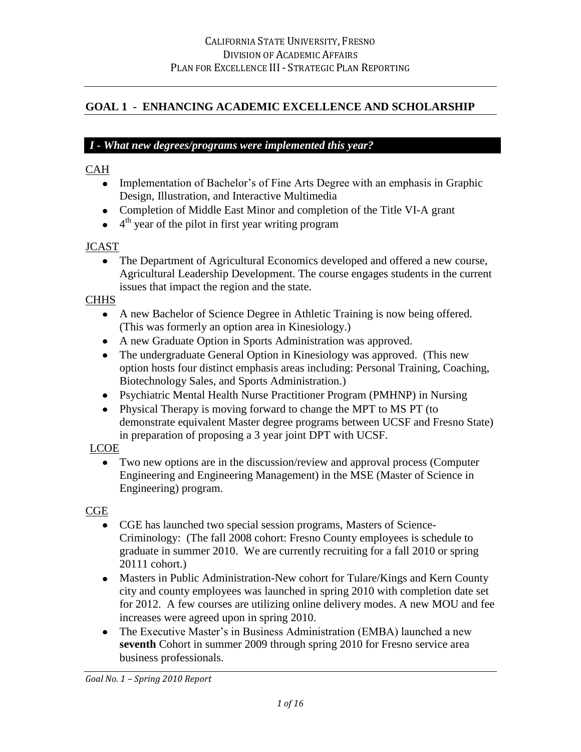CALIFORNIA STATE UNIVERSITY, FRESNO
DIVISION OF ACADEMIC AFFAIRS
PLAN FOR EXCELLENCE III - STRATEGIC PLAN REPORTING

## GOAL 1 - ENHANCING ACADEMIC EXCELLENCE AND SCHOLARSHIP

### *I - What new degrees/programs were implemented this year?*

CAH

- Implementation of Bachelor's of Fine Arts Degree with an emphasis in Graphic Design, Illustration, and Interactive Multimedia
- Completion of Middle East Minor and completion of the Title VI-A grant
- 4th year of the pilot in first year writing program

JCAST

- The Department of Agricultural Economics developed and offered a new course, Agricultural Leadership Development. The course engages students in the current issues that impact the region and the state.

CHHS

- A new Bachelor of Science Degree in Athletic Training is now being offered. (This was formerly an option area in Kinesiology.)
- A new Graduate Option in Sports Administration was approved.
- The undergraduate General Option in Kinesiology was approved. (This new option hosts four distinct emphasis areas including: Personal Training, Coaching, Biotechnology Sales, and Sports Administration.)
- Psychiatric Mental Health Nurse Practitioner Program (PMHNP) in Nursing
- Physical Therapy is moving forward to change the MPT to MS PT (to demonstrate equivalent Master degree programs between UCSF and Fresno State) in preparation of proposing a 3 year joint DPT with UCSF.

LCOE

- Two new options are in the discussion/review and approval process (Computer Engineering and Engineering Management) in the MSE (Master of Science in Engineering) program.

CGE

- CGE has launched two special session programs, Masters of Science-Criminology: (The fall 2008 cohort: Fresno County employees is schedule to graduate in summer 2010. We are currently recruiting for a fall 2010 or spring 20111 cohort.)
- Masters in Public Administration-New cohort for Tulare/Kings and Kern County city and county employees was launched in spring 2010 with completion date set for 2012. A few courses are utilizing online delivery modes. A new MOU and fee increases were agreed upon in spring 2010.
- The Executive Master's in Business Administration (EMBA) launched a new **seventh** Cohort in summer 2009 through spring 2010 for Fresno service area business professionals.

*Goal No. 1 – Spring 2010 Report*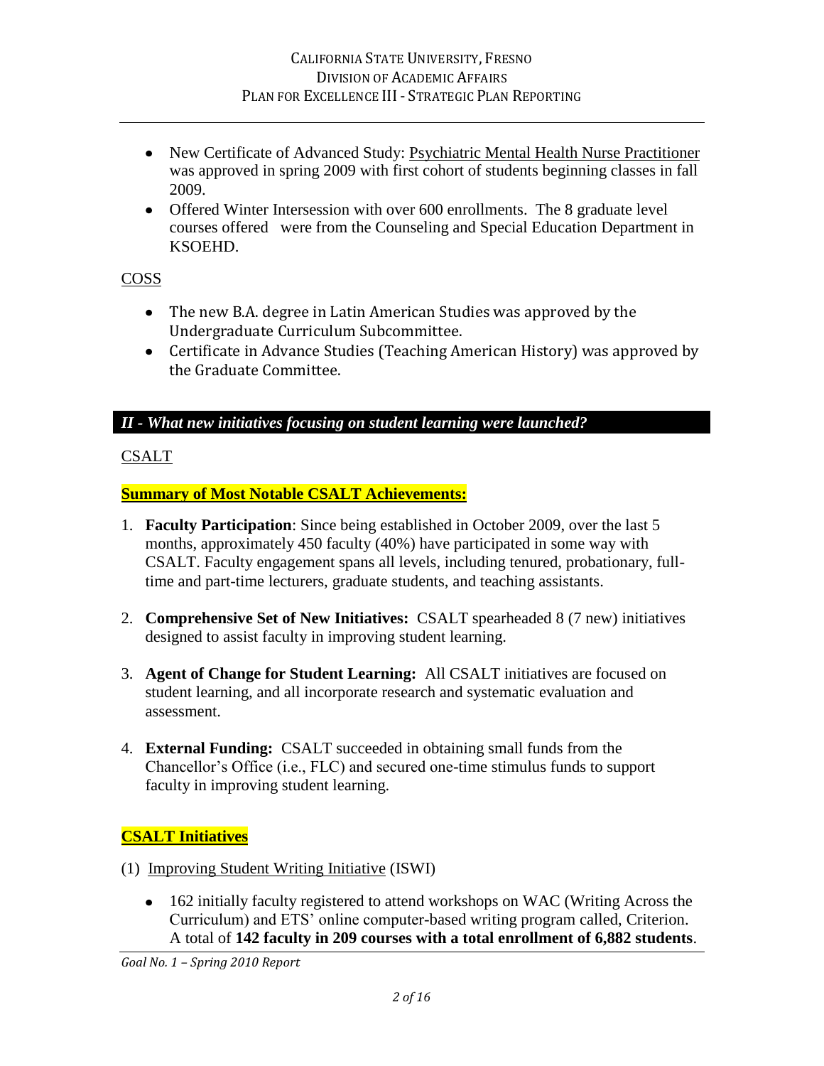- New Certificate of Advanced Study: Psychiatric Mental Health Nurse Practitioner was approved in spring 2009 with first cohort of students beginning classes in fall 2009.
- Offered Winter Intersession with over 600 enrollments. The 8 graduate level courses offered were from the Counseling and Special Education Department in KSOEHD.

COSS

- The new B.A. degree in Latin American Studies was approved by the Undergraduate Curriculum Subcommittee.
- Certificate in Advance Studies (Teaching American History) was approved by the Graduate Committee.

## *II - What new initiatives focusing on student learning were launched?*

CSALT

**Summary of Most Notable CSALT Achievements:**

1. **Faculty Participation**: Since being established in October 2009, over the last 5 months, approximately 450 faculty (40%) have participated in some way with CSALT. Faculty engagement spans all levels, including tenured, probationary, full-time and part-time lecturers, graduate students, and teaching assistants.

2. **Comprehensive Set of New Initiatives:** CSALT spearheaded 8 (7 new) initiatives designed to assist faculty in improving student learning.

3. **Agent of Change for Student Learning:** All CSALT initiatives are focused on student learning, and all incorporate research and systematic evaluation and assessment.

4. **External Funding:** CSALT succeeded in obtaining small funds from the Chancellor's Office (i.e., FLC) and secured one-time stimulus funds to support faculty in improving student learning.

**CSALT Initiatives**

(1) Improving Student Writing Initiative (ISWI)

- 162 initially faculty registered to attend workshops on WAC (Writing Across the Curriculum) and ETS' online computer-based writing program called, Criterion. A total of **142 faculty in 209 courses with a total enrollment of 6,882 students**.

*Goal No. 1 – Spring 2010 Report*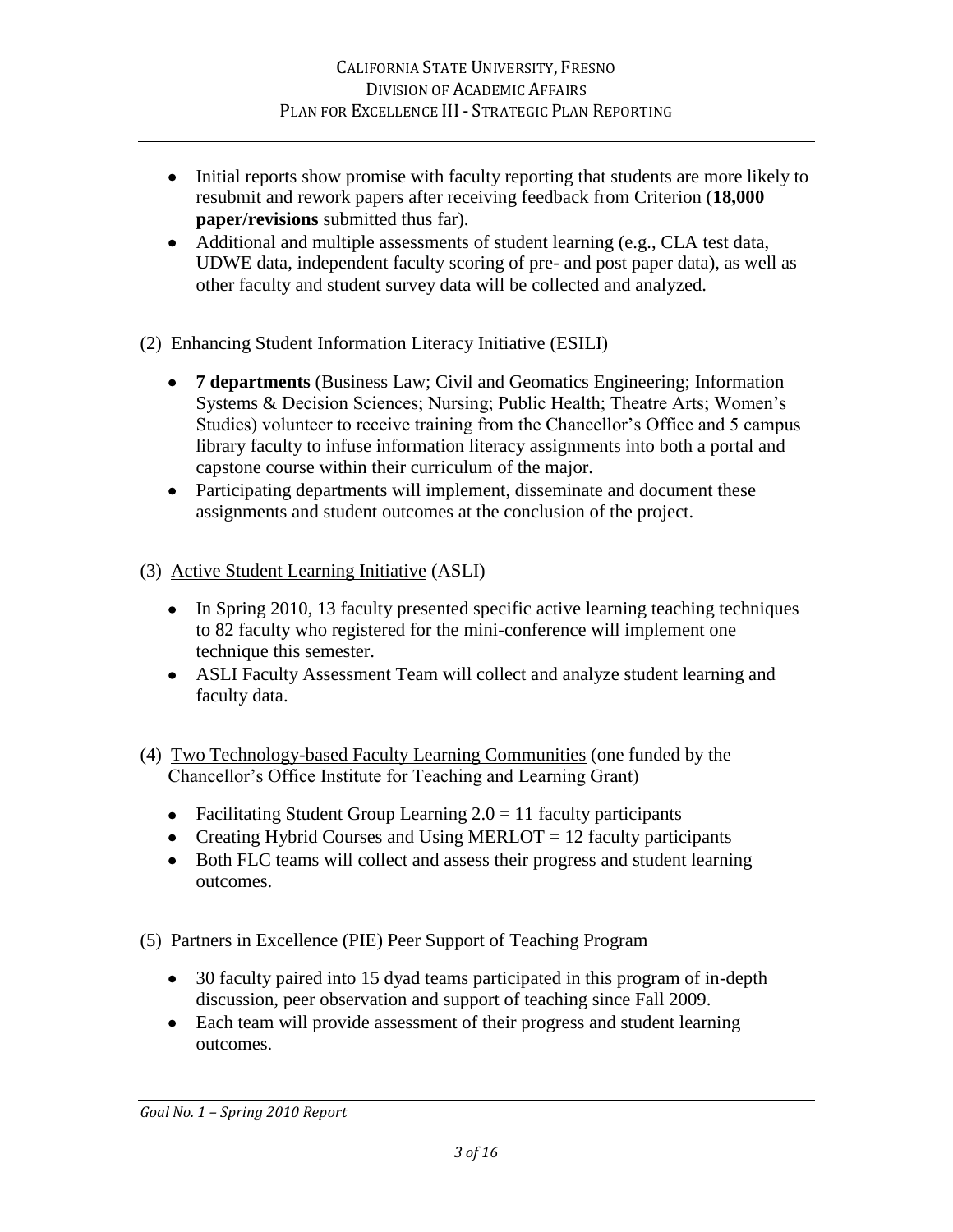- Initial reports show promise with faculty reporting that students are more likely to resubmit and rework papers after receiving feedback from Criterion (**18,000 paper/revisions** submitted thus far).
- Additional and multiple assessments of student learning (e.g., CLA test data, UDWE data, independent faculty scoring of pre- and post paper data), as well as other faculty and student survey data will be collected and analyzed.

(2) Enhancing Student Information Literacy Initiative (ESILI)

- **7 departments** (Business Law; Civil and Geomatics Engineering; Information Systems & Decision Sciences; Nursing; Public Health; Theatre Arts; Women's Studies) volunteer to receive training from the Chancellor's Office and 5 campus library faculty to infuse information literacy assignments into both a portal and capstone course within their curriculum of the major.
- Participating departments will implement, disseminate and document these assignments and student outcomes at the conclusion of the project.

(3) Active Student Learning Initiative (ASLI)

- In Spring 2010, 13 faculty presented specific active learning teaching techniques to 82 faculty who registered for the mini-conference will implement one technique this semester.
- ASLI Faculty Assessment Team will collect and analyze student learning and faculty data.

(4) Two Technology-based Faculty Learning Communities (one funded by the Chancellor's Office Institute for Teaching and Learning Grant)

- Facilitating Student Group Learning 2.0 = 11 faculty participants
- Creating Hybrid Courses and Using MERLOT = 12 faculty participants
- Both FLC teams will collect and assess their progress and student learning outcomes.

(5) Partners in Excellence (PIE) Peer Support of Teaching Program

- 30 faculty paired into 15 dyad teams participated in this program of in-depth discussion, peer observation and support of teaching since Fall 2009.
- Each team will provide assessment of their progress and student learning outcomes.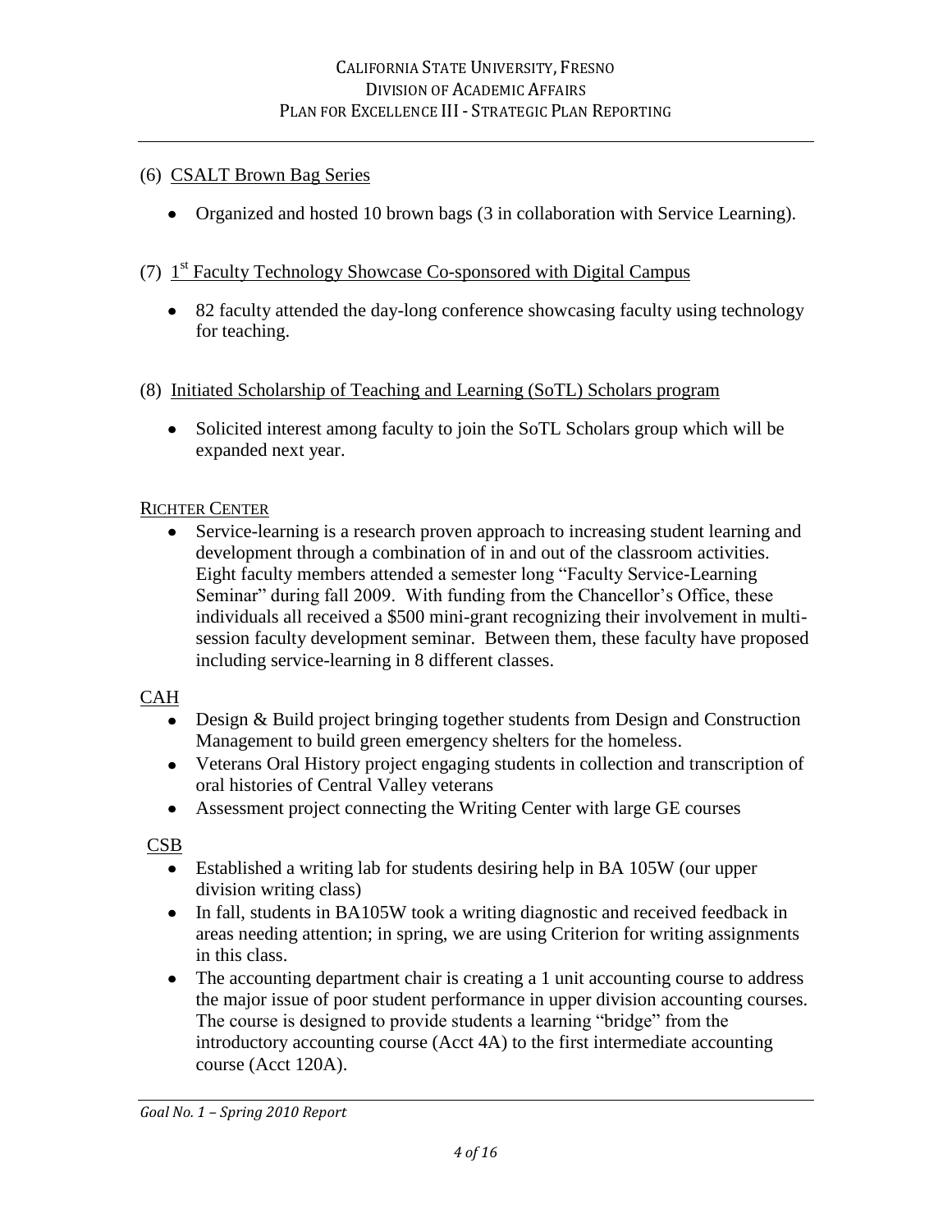(6) CSALT Brown Bag Series

- Organized and hosted 10 brown bags (3 in collaboration with Service Learning).

(7) 1st Faculty Technology Showcase Co-sponsored with Digital Campus

- 82 faculty attended the day-long conference showcasing faculty using technology for teaching.

(8) Initiated Scholarship of Teaching and Learning (SoTL) Scholars program

- Solicited interest among faculty to join the SoTL Scholars group which will be expanded next year.

RICHTER CENTER

- Service-learning is a research proven approach to increasing student learning and development through a combination of in and out of the classroom activities. Eight faculty members attended a semester long "Faculty Service-Learning Seminar" during fall 2009. With funding from the Chancellor's Office, these individuals all received a $500 mini-grant recognizing their involvement in multi-session faculty development seminar. Between them, these faculty have proposed including service-learning in 8 different classes.

CAH

- Design & Build project bringing together students from Design and Construction Management to build green emergency shelters for the homeless.
- Veterans Oral History project engaging students in collection and transcription of oral histories of Central Valley veterans
- Assessment project connecting the Writing Center with large GE courses

CSB

- Established a writing lab for students desiring help in BA 105W (our upper division writing class)
- In fall, students in BA105W took a writing diagnostic and received feedback in areas needing attention; in spring, we are using Criterion for writing assignments in this class.
- The accounting department chair is creating a 1 unit accounting course to address the major issue of poor student performance in upper division accounting courses. The course is designed to provide students a learning "bridge" from the introductory accounting course (Acct 4A) to the first intermediate accounting course (Acct 120A).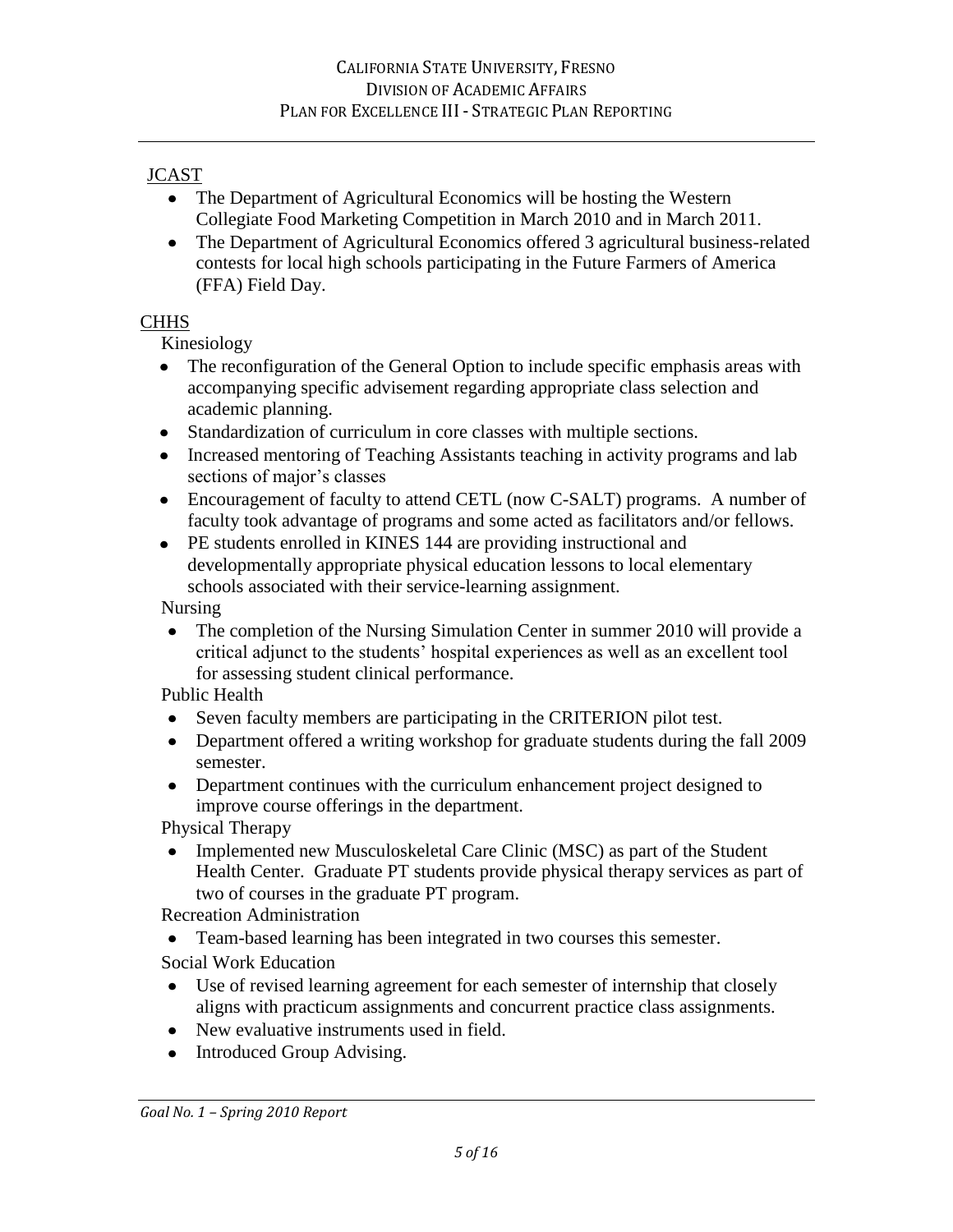JCAST

- The Department of Agricultural Economics will be hosting the Western Collegiate Food Marketing Competition in March 2010 and in March 2011.
- The Department of Agricultural Economics offered 3 agricultural business-related contests for local high schools participating in the Future Farmers of America (FFA) Field Day.

CHHS

Kinesiology

- The reconfiguration of the General Option to include specific emphasis areas with accompanying specific advisement regarding appropriate class selection and academic planning.
- Standardization of curriculum in core classes with multiple sections.
- Increased mentoring of Teaching Assistants teaching in activity programs and lab sections of major's classes
- Encouragement of faculty to attend CETL (now C-SALT) programs. A number of faculty took advantage of programs and some acted as facilitators and/or fellows.
- PE students enrolled in KINES 144 are providing instructional and developmentally appropriate physical education lessons to local elementary schools associated with their service-learning assignment.

Nursing

- The completion of the Nursing Simulation Center in summer 2010 will provide a critical adjunct to the students' hospital experiences as well as an excellent tool for assessing student clinical performance.

Public Health

- Seven faculty members are participating in the CRITERION pilot test.
- Department offered a writing workshop for graduate students during the fall 2009 semester.
- Department continues with the curriculum enhancement project designed to improve course offerings in the department.

Physical Therapy

- Implemented new Musculoskeletal Care Clinic (MSC) as part of the Student Health Center. Graduate PT students provide physical therapy services as part of two of courses in the graduate PT program.

Recreation Administration

- Team-based learning has been integrated in two courses this semester.

Social Work Education

- Use of revised learning agreement for each semester of internship that closely aligns with practicum assignments and concurrent practice class assignments.
- New evaluative instruments used in field.
- Introduced Group Advising.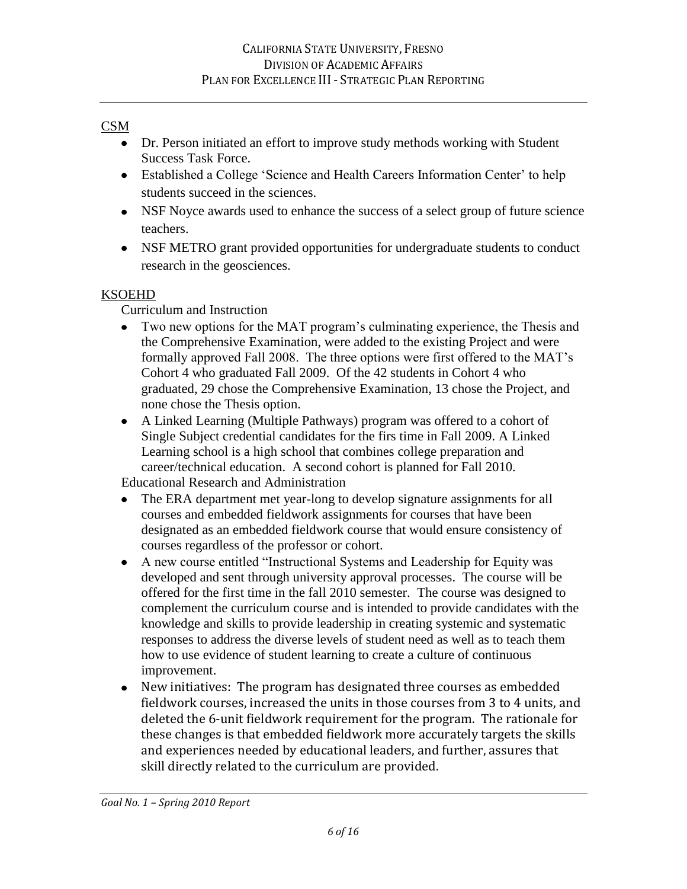CSM

- Dr. Person initiated an effort to improve study methods working with Student Success Task Force.
- Established a College 'Science and Health Careers Information Center' to help students succeed in the sciences.
- NSF Noyce awards used to enhance the success of a select group of future science teachers.
- NSF METRO grant provided opportunities for undergraduate students to conduct research in the geosciences.

KSOEHD

Curriculum and Instruction

- Two new options for the MAT program's culminating experience, the Thesis and the Comprehensive Examination, were added to the existing Project and were formally approved Fall 2008. The three options were first offered to the MAT's Cohort 4 who graduated Fall 2009. Of the 42 students in Cohort 4 who graduated, 29 chose the Comprehensive Examination, 13 chose the Project, and none chose the Thesis option.
- A Linked Learning (Multiple Pathways) program was offered to a cohort of Single Subject credential candidates for the firs time in Fall 2009. A Linked Learning school is a high school that combines college preparation and career/technical education. A second cohort is planned for Fall 2010.

Educational Research and Administration

- The ERA department met year-long to develop signature assignments for all courses and embedded fieldwork assignments for courses that have been designated as an embedded fieldwork course that would ensure consistency of courses regardless of the professor or cohort.
- A new course entitled "Instructional Systems and Leadership for Equity was developed and sent through university approval processes. The course will be offered for the first time in the fall 2010 semester. The course was designed to complement the curriculum course and is intended to provide candidates with the knowledge and skills to provide leadership in creating systemic and systematic responses to address the diverse levels of student need as well as to teach them how to use evidence of student learning to create a culture of continuous improvement.
- New initiatives: The program has designated three courses as embedded fieldwork courses, increased the units in those courses from 3 to 4 units, and deleted the 6-unit fieldwork requirement for the program. The rationale for these changes is that embedded fieldwork more accurately targets the skills and experiences needed by educational leaders, and further, assures that skill directly related to the curriculum are provided.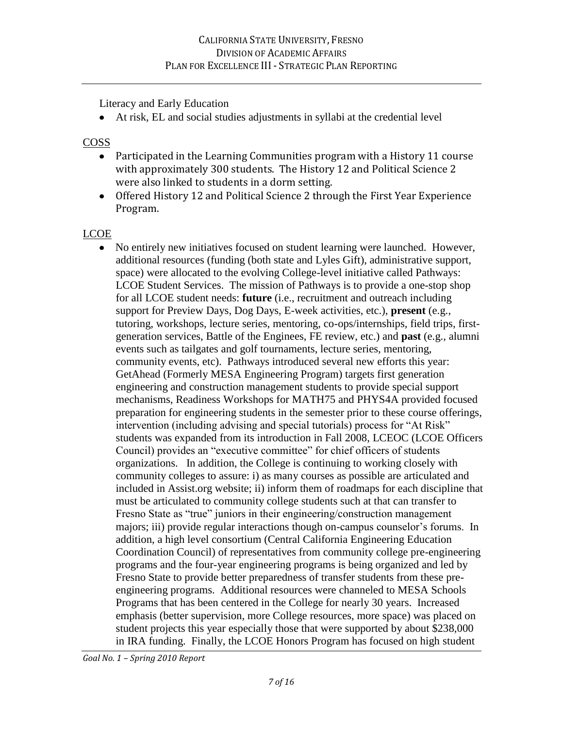Literacy and Early Education

- At risk, EL and social studies adjustments in syllabi at the credential level

COSS

- Participated in the Learning Communities program with a History 11 course with approximately 300 students. The History 12 and Political Science 2 were also linked to students in a dorm setting.
- Offered History 12 and Political Science 2 through the First Year Experience Program.

LCOE

- No entirely new initiatives focused on student learning were launched. However, additional resources (funding (both state and Lyles Gift), administrative support, space) were allocated to the evolving College-level initiative called Pathways: LCOE Student Services. The mission of Pathways is to provide a one-stop shop for all LCOE student needs: **future** (i.e., recruitment and outreach including support for Preview Days, Dog Days, E-week activities, etc.), **present** (e.g., tutoring, workshops, lecture series, mentoring, co-ops/internships, field trips, first-generation services, Battle of the Enginees, FE review, etc.) and **past** (e.g., alumni events such as tailgates and golf tournaments, lecture series, mentoring, community events, etc). Pathways introduced several new efforts this year: GetAhead (Formerly MESA Engineering Program) targets first generation engineering and construction management students to provide special support mechanisms, Readiness Workshops for MATH75 and PHYS4A provided focused preparation for engineering students in the semester prior to these course offerings, intervention (including advising and special tutorials) process for "At Risk" students was expanded from its introduction in Fall 2008, LCEOC (LCOE Officers Council) provides an "executive committee" for chief officers of students organizations. In addition, the College is continuing to working closely with community colleges to assure: i) as many courses as possible are articulated and included in Assist.org website; ii) inform them of roadmaps for each discipline that must be articulated to community college students such at that can transfer to Fresno State as "true" juniors in their engineering/construction management majors; iii) provide regular interactions though on-campus counselor's forums. In addition, a high level consortium (Central California Engineering Education Coordination Council) of representatives from community college pre-engineering programs and the four-year engineering programs is being organized and led by Fresno State to provide better preparedness of transfer students from these pre-engineering programs. Additional resources were channeled to MESA Schools Programs that has been centered in the College for nearly 30 years. Increased emphasis (better supervision, more College resources, more space) was placed on student projects this year especially those that were supported by about $238,000 in IRA funding. Finally, the LCOE Honors Program has focused on high student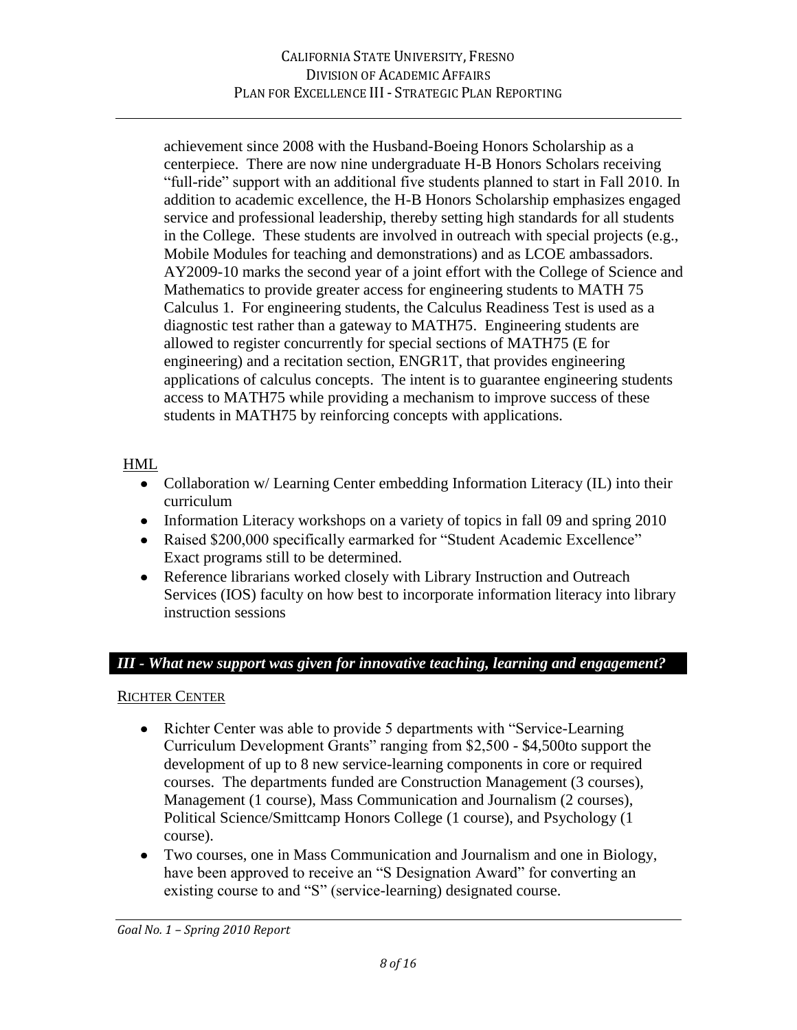achievement since 2008 with the Husband-Boeing Honors Scholarship as a centerpiece. There are now nine undergraduate H-B Honors Scholars receiving "full-ride" support with an additional five students planned to start in Fall 2010. In addition to academic excellence, the H-B Honors Scholarship emphasizes engaged service and professional leadership, thereby setting high standards for all students in the College. These students are involved in outreach with special projects (e.g., Mobile Modules for teaching and demonstrations) and as LCOE ambassadors. AY2009-10 marks the second year of a joint effort with the College of Science and Mathematics to provide greater access for engineering students to MATH 75 Calculus 1. For engineering students, the Calculus Readiness Test is used as a diagnostic test rather than a gateway to MATH75. Engineering students are allowed to register concurrently for special sections of MATH75 (E for engineering) and a recitation section, ENGR1T, that provides engineering applications of calculus concepts. The intent is to guarantee engineering students access to MATH75 while providing a mechanism to improve success of these students in MATH75 by reinforcing concepts with applications.

HML

- Collaboration w/ Learning Center embedding Information Literacy (IL) into their curriculum
- Information Literacy workshops on a variety of topics in fall 09 and spring 2010
- Raised $200,000 specifically earmarked for "Student Academic Excellence" Exact programs still to be determined.
- Reference librarians worked closely with Library Instruction and Outreach Services (IOS) faculty on how best to incorporate information literacy into library instruction sessions

## *III - What new support was given for innovative teaching, learning and engagement?*

RICHTER CENTER

- Richter Center was able to provide 5 departments with "Service-Learning Curriculum Development Grants" ranging from $2,500 - $4,500to support the development of up to 8 new service-learning components in core or required courses. The departments funded are Construction Management (3 courses), Management (1 course), Mass Communication and Journalism (2 courses), Political Science/Smittcamp Honors College (1 course), and Psychology (1 course).
- Two courses, one in Mass Communication and Journalism and one in Biology, have been approved to receive an "S Designation Award" for converting an existing course to and "S" (service-learning) designated course.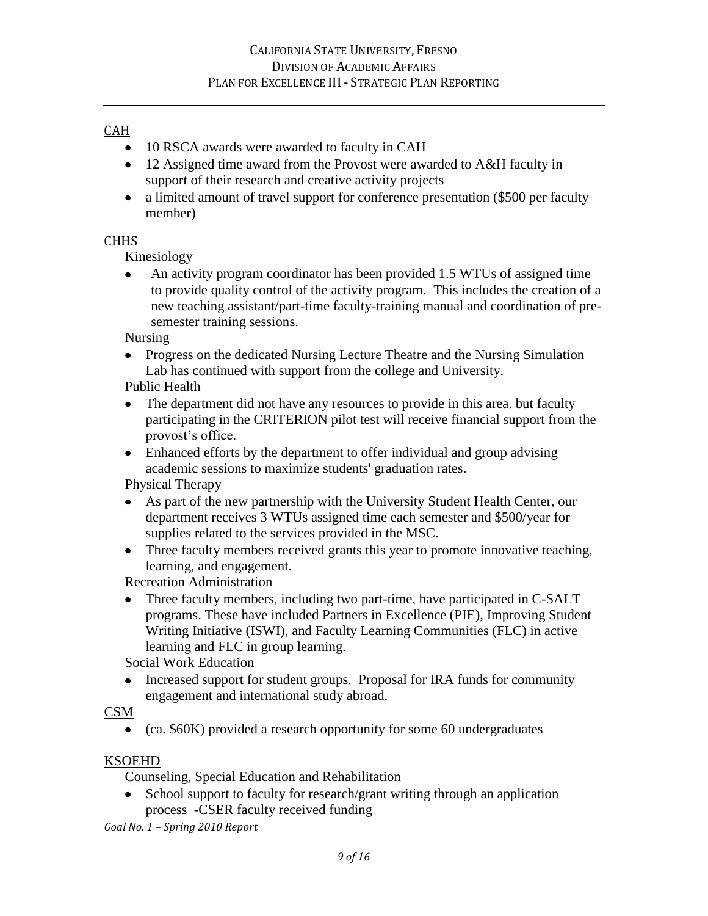CAH

- 10 RSCA awards were awarded to faculty in CAH
- 12 Assigned time award from the Provost were awarded to A&H faculty in support of their research and creative activity projects
- a limited amount of travel support for conference presentation ($500 per faculty member)

CHHS

Kinesiology

- An activity program coordinator has been provided 1.5 WTUs of assigned time to provide quality control of the activity program. This includes the creation of a new teaching assistant/part-time faculty-training manual and coordination of pre-semester training sessions.

Nursing

- Progress on the dedicated Nursing Lecture Theatre and the Nursing Simulation Lab has continued with support from the college and University.

Public Health

- The department did not have any resources to provide in this area. but faculty participating in the CRITERION pilot test will receive financial support from the provost's office.
- Enhanced efforts by the department to offer individual and group advising academic sessions to maximize students' graduation rates.

Physical Therapy

- As part of the new partnership with the University Student Health Center, our department receives 3 WTUs assigned time each semester and $500/year for supplies related to the services provided in the MSC.
- Three faculty members received grants this year to promote innovative teaching, learning, and engagement.

Recreation Administration

- Three faculty members, including two part-time, have participated in C-SALT programs. These have included Partners in Excellence (PIE), Improving Student Writing Initiative (ISWI), and Faculty Learning Communities (FLC) in active learning and FLC in group learning.

Social Work Education

- Increased support for student groups. Proposal for IRA funds for community engagement and international study abroad.

CSM

- (ca. $60K) provided a research opportunity for some 60 undergraduates

KSOEHD

Counseling, Special Education and Rehabilitation

- School support to faculty for research/grant writing through an application process -CSER faculty received funding

*Goal No. 1 – Spring 2010 Report*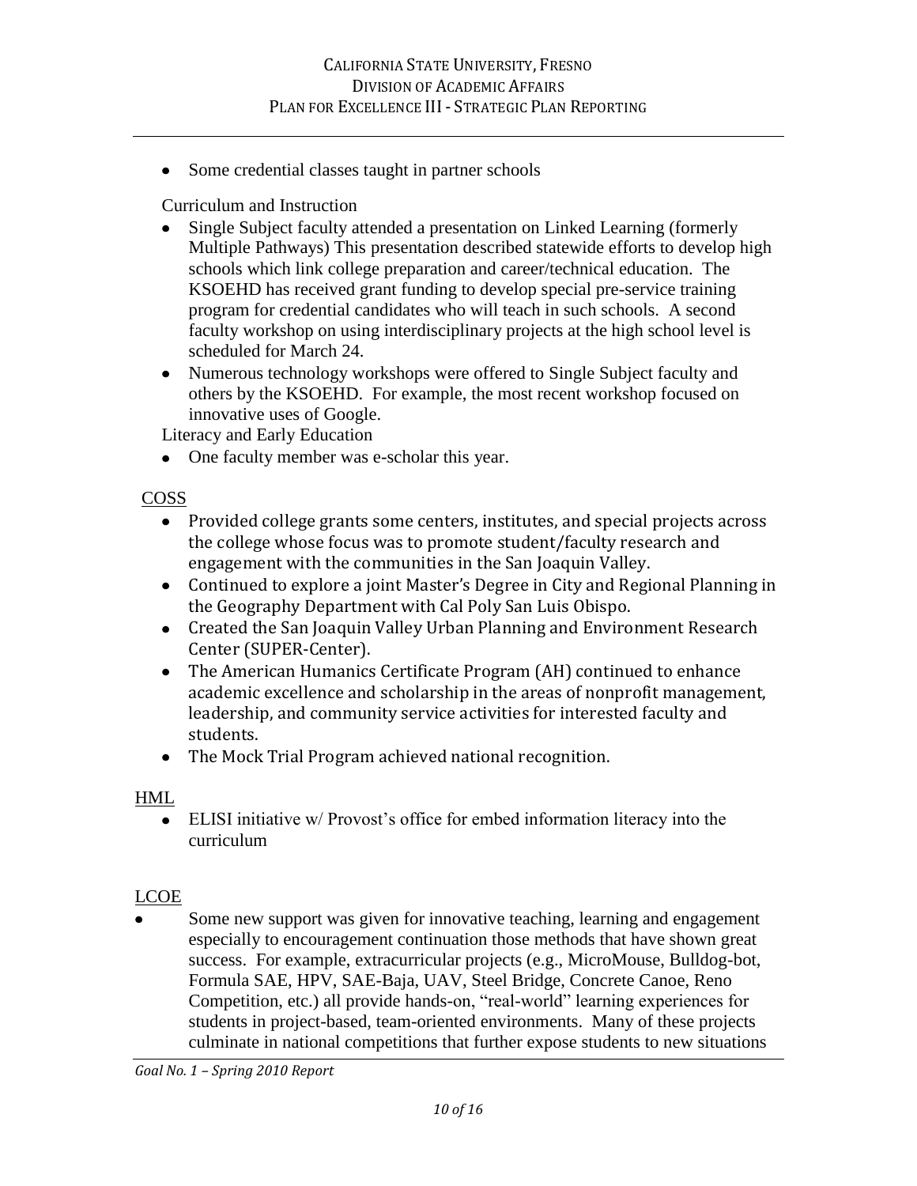- Some credential classes taught in partner schools

Curriculum and Instruction

- Single Subject faculty attended a presentation on Linked Learning (formerly Multiple Pathways) This presentation described statewide efforts to develop high schools which link college preparation and career/technical education. The KSOEHD has received grant funding to develop special pre-service training program for credential candidates who will teach in such schools. A second faculty workshop on using interdisciplinary projects at the high school level is scheduled for March 24.
- Numerous technology workshops were offered to Single Subject faculty and others by the KSOEHD. For example, the most recent workshop focused on innovative uses of Google.

Literacy and Early Education

- One faculty member was e-scholar this year.

COSS

- Provided college grants some centers, institutes, and special projects across the college whose focus was to promote student/faculty research and engagement with the communities in the San Joaquin Valley.
- Continued to explore a joint Master's Degree in City and Regional Planning in the Geography Department with Cal Poly San Luis Obispo.
- Created the San Joaquin Valley Urban Planning and Environment Research Center (SUPER-Center).
- The American Humanics Certificate Program (AH) continued to enhance academic excellence and scholarship in the areas of nonprofit management, leadership, and community service activities for interested faculty and students.
- The Mock Trial Program achieved national recognition.

HML

- ELISI initiative w/ Provost's office for embed information literacy into the curriculum

LCOE

- Some new support was given for innovative teaching, learning and engagement especially to encouragement continuation those methods that have shown great success. For example, extracurricular projects (e.g., MicroMouse, Bulldog-bot, Formula SAE, HPV, SAE-Baja, UAV, Steel Bridge, Concrete Canoe, Reno Competition, etc.) all provide hands-on, "real-world" learning experiences for students in project-based, team-oriented environments. Many of these projects culminate in national competitions that further expose students to new situations

*Goal No. 1 – Spring 2010 Report*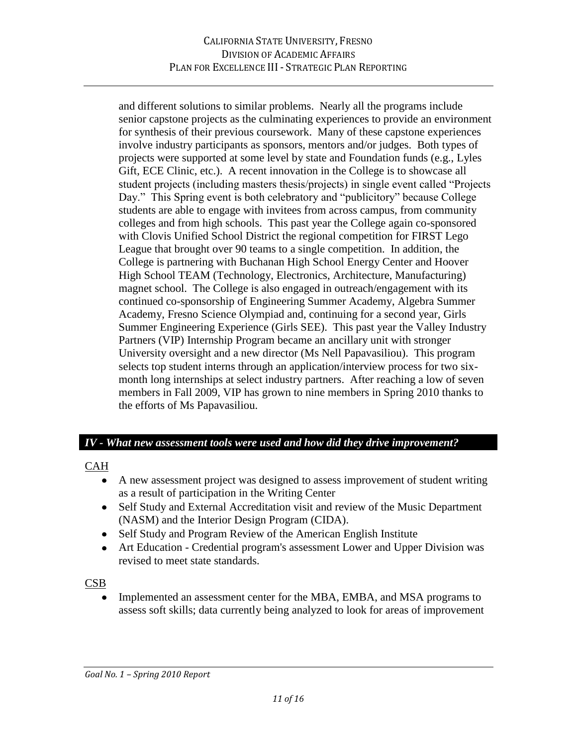and different solutions to similar problems. Nearly all the programs include senior capstone projects as the culminating experiences to provide an environment for synthesis of their previous coursework. Many of these capstone experiences involve industry participants as sponsors, mentors and/or judges. Both types of projects were supported at some level by state and Foundation funds (e.g., Lyles Gift, ECE Clinic, etc.). A recent innovation in the College is to showcase all student projects (including masters thesis/projects) in single event called "Projects Day." This Spring event is both celebratory and "publicitory" because College students are able to engage with invitees from across campus, from community colleges and from high schools. This past year the College again co-sponsored with Clovis Unified School District the regional competition for FIRST Lego League that brought over 90 teams to a single competition. In addition, the College is partnering with Buchanan High School Energy Center and Hoover High School TEAM (Technology, Electronics, Architecture, Manufacturing) magnet school. The College is also engaged in outreach/engagement with its continued co-sponsorship of Engineering Summer Academy, Algebra Summer Academy, Fresno Science Olympiad and, continuing for a second year, Girls Summer Engineering Experience (Girls SEE). This past year the Valley Industry Partners (VIP) Internship Program became an ancillary unit with stronger University oversight and a new director (Ms Nell Papavasiliou). This program selects top student interns through an application/interview process for two six-month long internships at select industry partners. After reaching a low of seven members in Fall 2009, VIP has grown to nine members in Spring 2010 thanks to the efforts of Ms Papavasiliou.

## *IV - What new assessment tools were used and how did they drive improvement?*

CAH

- A new assessment project was designed to assess improvement of student writing as a result of participation in the Writing Center
- Self Study and External Accreditation visit and review of the Music Department (NASM) and the Interior Design Program (CIDA).
- Self Study and Program Review of the American English Institute
- Art Education - Credential program's assessment Lower and Upper Division was revised to meet state standards.

CSB

- Implemented an assessment center for the MBA, EMBA, and MSA programs to assess soft skills; data currently being analyzed to look for areas of improvement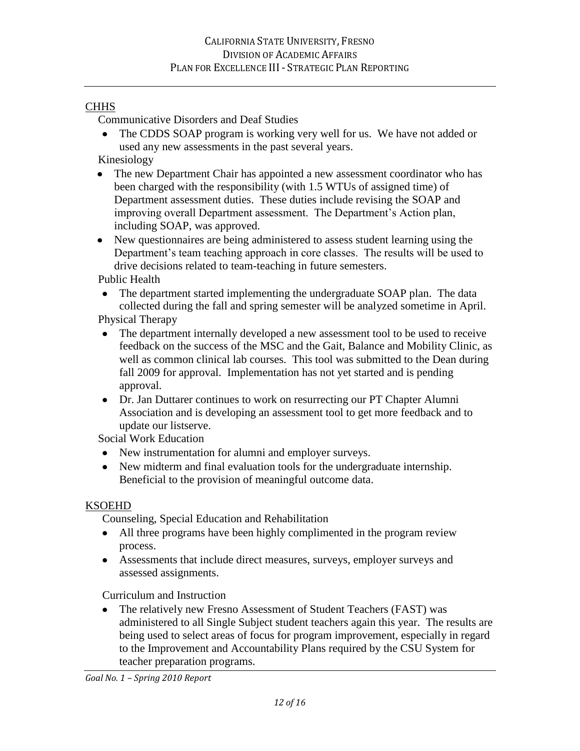CHHS

Communicative Disorders and Deaf Studies

- The CDDS SOAP program is working very well for us. We have not added or used any new assessments in the past several years.

Kinesiology

- The new Department Chair has appointed a new assessment coordinator who has been charged with the responsibility (with 1.5 WTUs of assigned time) of Department assessment duties. These duties include revising the SOAP and improving overall Department assessment. The Department's Action plan, including SOAP, was approved.
- New questionnaires are being administered to assess student learning using the Department's team teaching approach in core classes. The results will be used to drive decisions related to team-teaching in future semesters.

Public Health

- The department started implementing the undergraduate SOAP plan. The data collected during the fall and spring semester will be analyzed sometime in April.

Physical Therapy

- The department internally developed a new assessment tool to be used to receive feedback on the success of the MSC and the Gait, Balance and Mobility Clinic, as well as common clinical lab courses. This tool was submitted to the Dean during fall 2009 for approval. Implementation has not yet started and is pending approval.
- Dr. Jan Duttarer continues to work on resurrecting our PT Chapter Alumni Association and is developing an assessment tool to get more feedback and to update our listserve.

Social Work Education

- New instrumentation for alumni and employer surveys.
- New midterm and final evaluation tools for the undergraduate internship. Beneficial to the provision of meaningful outcome data.

KSOEHD

Counseling, Special Education and Rehabilitation

- All three programs have been highly complimented in the program review process.
- Assessments that include direct measures, surveys, employer surveys and assessed assignments.

Curriculum and Instruction

- The relatively new Fresno Assessment of Student Teachers (FAST) was administered to all Single Subject student teachers again this year. The results are being used to select areas of focus for program improvement, especially in regard to the Improvement and Accountability Plans required by the CSU System for teacher preparation programs.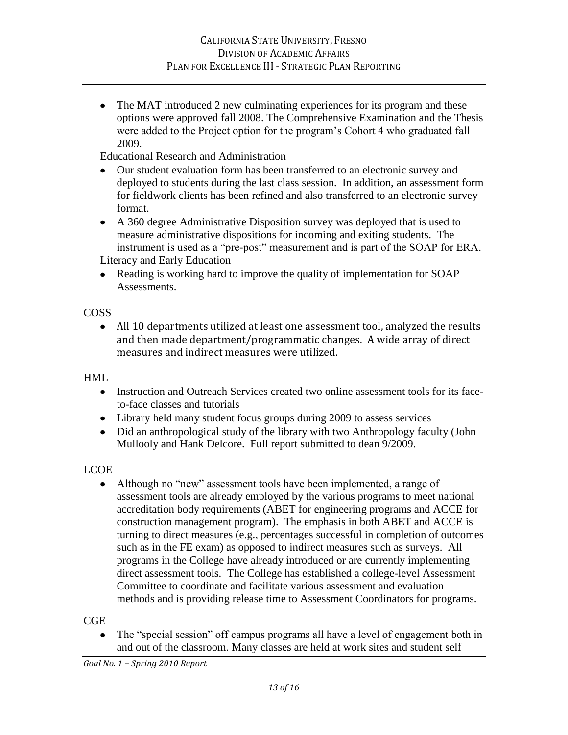- The MAT introduced 2 new culminating experiences for its program and these options were approved fall 2008. The Comprehensive Examination and the Thesis were added to the Project option for the program's Cohort 4 who graduated fall 2009.

Educational Research and Administration

- Our student evaluation form has been transferred to an electronic survey and deployed to students during the last class session. In addition, an assessment form for fieldwork clients has been refined and also transferred to an electronic survey format.
- A 360 degree Administrative Disposition survey was deployed that is used to measure administrative dispositions for incoming and exiting students. The instrument is used as a "pre-post" measurement and is part of the SOAP for ERA.

Literacy and Early Education

- Reading is working hard to improve the quality of implementation for SOAP Assessments.

<u>COSS</u>

- All 10 departments utilized at least one assessment tool, analyzed the results and then made department/programmatic changes. A wide array of direct measures and indirect measures were utilized.

<u>HML</u>

- Instruction and Outreach Services created two online assessment tools for its face-to-face classes and tutorials
- Library held many student focus groups during 2009 to assess services
- Did an anthropological study of the library with two Anthropology faculty (John Mullooly and Hank Delcore. Full report submitted to dean 9/2009.

<u>LCOE</u>

- Although no "new" assessment tools have been implemented, a range of assessment tools are already employed by the various programs to meet national accreditation body requirements (ABET for engineering programs and ACCE for construction management program). The emphasis in both ABET and ACCE is turning to direct measures (e.g., percentages successful in completion of outcomes such as in the FE exam) as opposed to indirect measures such as surveys. All programs in the College have already introduced or are currently implementing direct assessment tools. The College has established a college-level Assessment Committee to coordinate and facilitate various assessment and evaluation methods and is providing release time to Assessment Coordinators for programs.

<u>CGE</u>

- The "special session" off campus programs all have a level of engagement both in and out of the classroom. Many classes are held at work sites and student self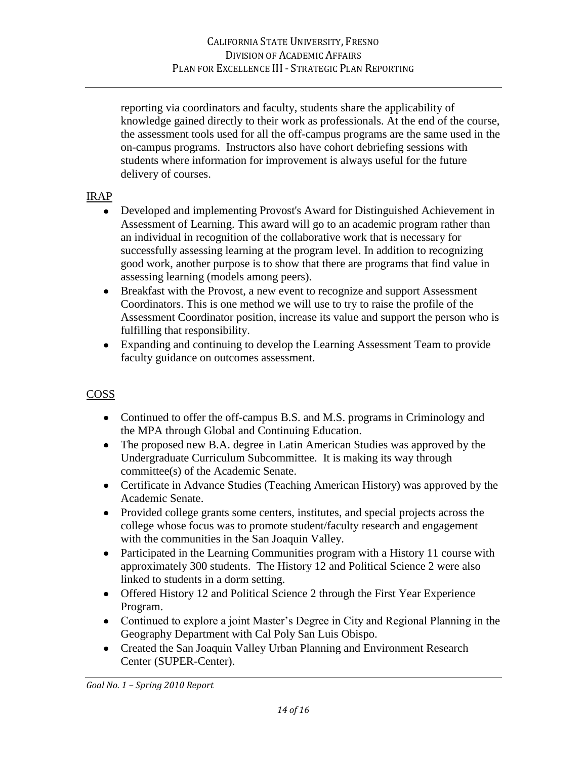reporting via coordinators and faculty, students share the applicability of knowledge gained directly to their work as professionals. At the end of the course, the assessment tools used for all the off-campus programs are the same used in the on-campus programs. Instructors also have cohort debriefing sessions with students where information for improvement is always useful for the future delivery of courses.

IRAP

- Developed and implementing Provost's Award for Distinguished Achievement in Assessment of Learning. This award will go to an academic program rather than an individual in recognition of the collaborative work that is necessary for successfully assessing learning at the program level. In addition to recognizing good work, another purpose is to show that there are programs that find value in assessing learning (models among peers).
- Breakfast with the Provost, a new event to recognize and support Assessment Coordinators. This is one method we will use to try to raise the profile of the Assessment Coordinator position, increase its value and support the person who is fulfilling that responsibility.
- Expanding and continuing to develop the Learning Assessment Team to provide faculty guidance on outcomes assessment.

COSS

- Continued to offer the off-campus B.S. and M.S. programs in Criminology and the MPA through Global and Continuing Education.
- The proposed new B.A. degree in Latin American Studies was approved by the Undergraduate Curriculum Subcommittee. It is making its way through committee(s) of the Academic Senate.
- Certificate in Advance Studies (Teaching American History) was approved by the Academic Senate.
- Provided college grants some centers, institutes, and special projects across the college whose focus was to promote student/faculty research and engagement with the communities in the San Joaquin Valley.
- Participated in the Learning Communities program with a History 11 course with approximately 300 students. The History 12 and Political Science 2 were also linked to students in a dorm setting.
- Offered History 12 and Political Science 2 through the First Year Experience Program.
- Continued to explore a joint Master's Degree in City and Regional Planning in the Geography Department with Cal Poly San Luis Obispo.
- Created the San Joaquin Valley Urban Planning and Environment Research Center (SUPER-Center).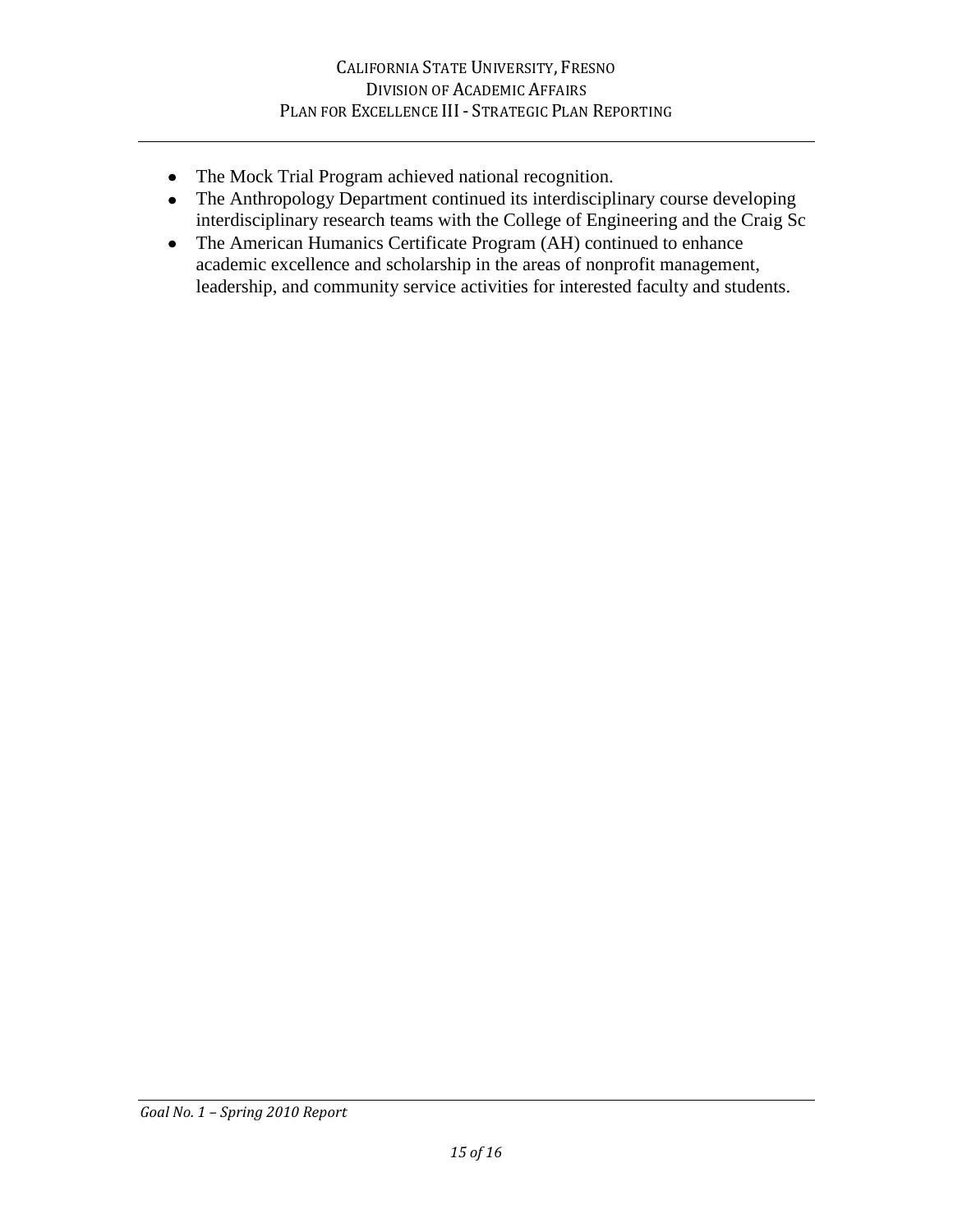- The Mock Trial Program achieved national recognition.
- The Anthropology Department continued its interdisciplinary course developing interdisciplinary research teams with the College of Engineering and the Craig Sc
- The American Humanics Certificate Program (AH) continued to enhance academic excellence and scholarship in the areas of nonprofit management, leadership, and community service activities for interested faculty and students.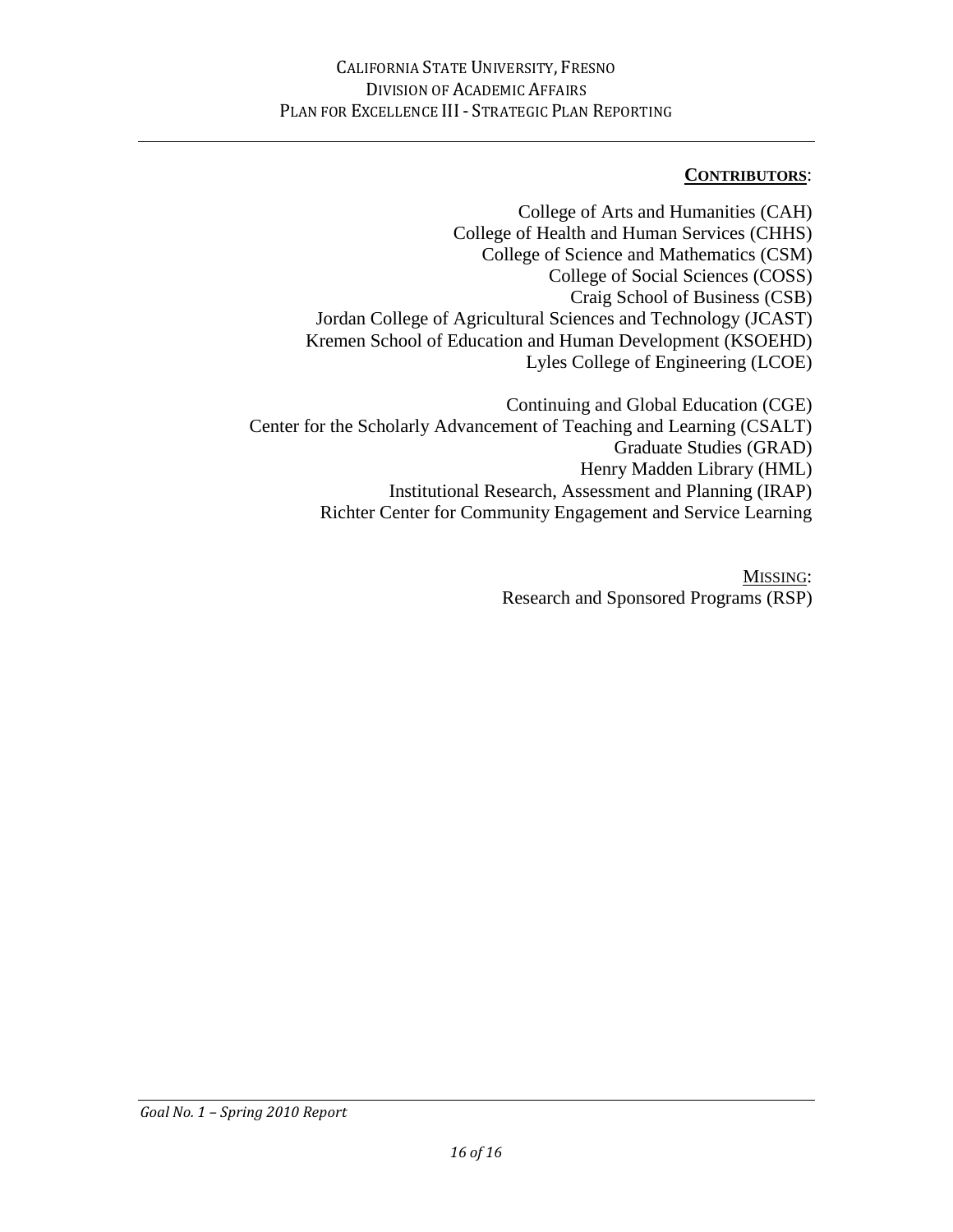**CONTRIBUTORS**:

College of Arts and Humanities (CAH)
College of Health and Human Services (CHHS)
College of Science and Mathematics (CSM)
College of Social Sciences (COSS)
Craig School of Business (CSB)
Jordan College of Agricultural Sciences and Technology (JCAST)
Kremen School of Education and Human Development (KSOEHD)
Lyles College of Engineering (LCOE)

Continuing and Global Education (CGE)
Center for the Scholarly Advancement of Teaching and Learning (CSALT)
Graduate Studies (GRAD)
Henry Madden Library (HML)
Institutional Research, Assessment and Planning (IRAP)
Richter Center for Community Engagement and Service Learning

MISSING:
Research and Sponsored Programs (RSP)